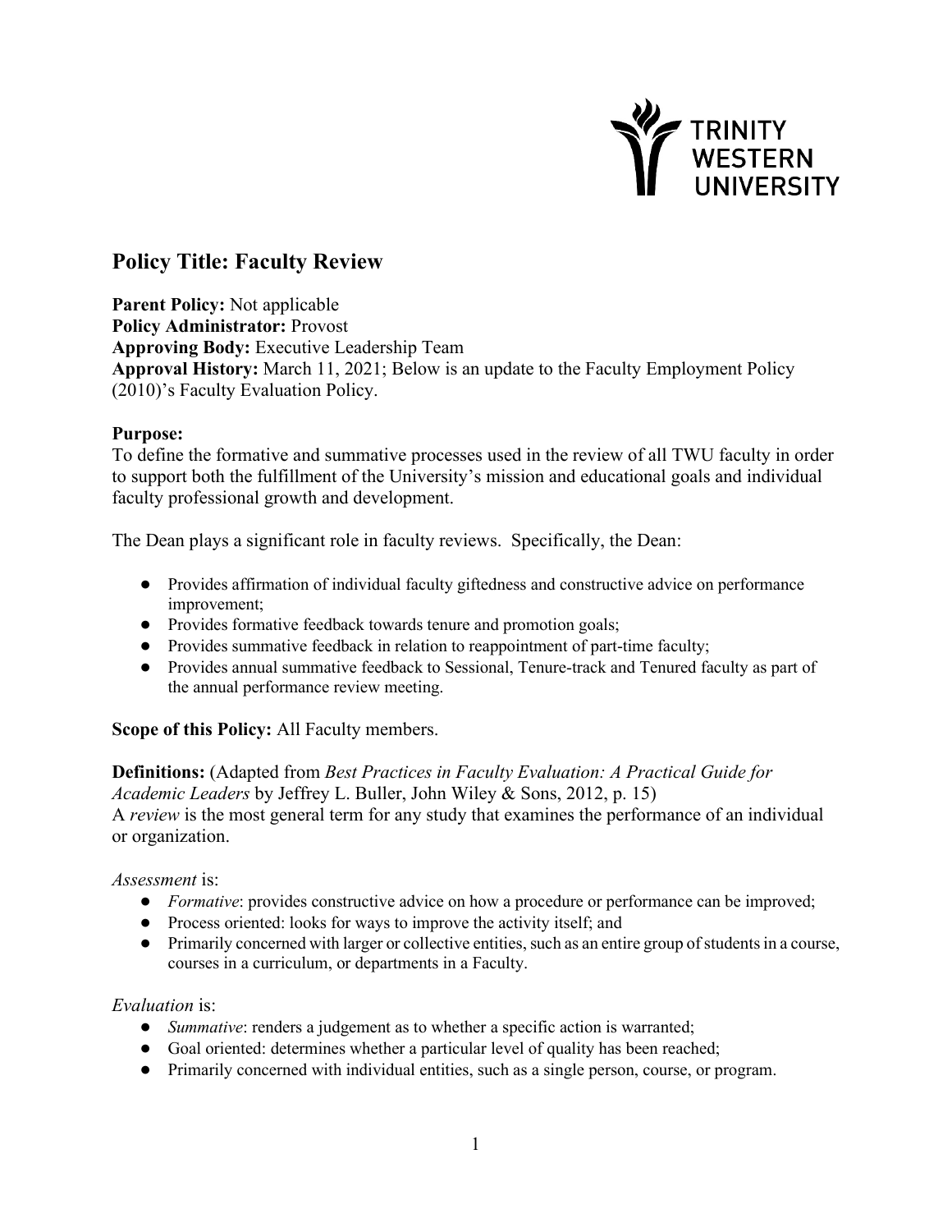## Policy Title: Faculty Review

**Parent Policy:** Not applicable
**Policy Administrator:** Provost
**Approving Body:** Executive Leadership Team
**Approval History:** March 11, 2021; Below is an update to the Faculty Employment Policy (2010)'s Faculty Evaluation Policy.

**Purpose:**
To define the formative and summative processes used in the review of all TWU faculty in order to support both the fulfillment of the University's mission and educational goals and individual faculty professional growth and development.

The Dean plays a significant role in faculty reviews. Specifically, the Dean:

- Provides affirmation of individual faculty giftedness and constructive advice on performance improvement;
- Provides formative feedback towards tenure and promotion goals;
- Provides summative feedback in relation to reappointment of part-time faculty;
- Provides annual summative feedback to Sessional, Tenure-track and Tenured faculty as part of the annual performance review meeting.

**Scope of this Policy:** All Faculty members.

**Definitions:** (Adapted from *Best Practices in Faculty Evaluation: A Practical Guide for Academic Leaders* by Jeffrey L. Buller, John Wiley & Sons, 2012, p. 15)
A *review* is the most general term for any study that examines the performance of an individual or organization.

*Assessment* is:

- *Formative*: provides constructive advice on how a procedure or performance can be improved;
- Process oriented: looks for ways to improve the activity itself; and
- Primarily concerned with larger or collective entities, such as an entire group of students in a course, courses in a curriculum, or departments in a Faculty.

*Evaluation* is:

- *Summative*: renders a judgement as to whether a specific action is warranted;
- Goal oriented: determines whether a particular level of quality has been reached;
- Primarily concerned with individual entities, such as a single person, course, or program.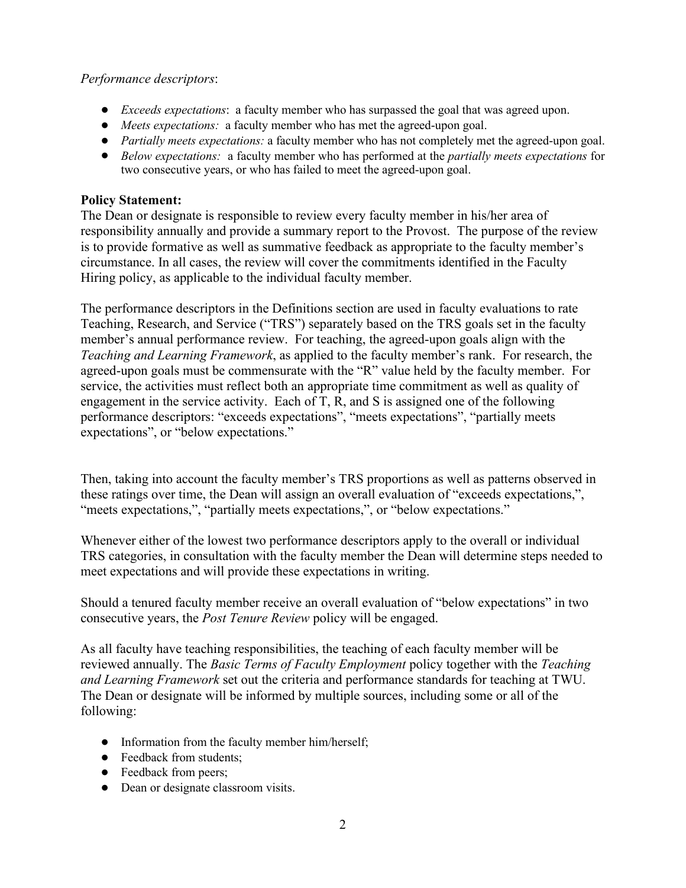*Performance descriptors*:

- *Exceeds expectations*: a faculty member who has surpassed the goal that was agreed upon.
- *Meets expectations:* a faculty member who has met the agreed-upon goal.
- *Partially meets expectations:* a faculty member who has not completely met the agreed-upon goal.
- *Below expectations:* a faculty member who has performed at the *partially meets expectations* for two consecutive years, or who has failed to meet the agreed-upon goal.

**Policy Statement:**
The Dean or designate is responsible to review every faculty member in his/her area of responsibility annually and provide a summary report to the Provost. The purpose of the review is to provide formative as well as summative feedback as appropriate to the faculty member's circumstance. In all cases, the review will cover the commitments identified in the Faculty Hiring policy, as applicable to the individual faculty member.

The performance descriptors in the Definitions section are used in faculty evaluations to rate Teaching, Research, and Service ("TRS") separately based on the TRS goals set in the faculty member's annual performance review. For teaching, the agreed-upon goals align with the *Teaching and Learning Framework*, as applied to the faculty member's rank. For research, the agreed-upon goals must be commensurate with the "R" value held by the faculty member. For service, the activities must reflect both an appropriate time commitment as well as quality of engagement in the service activity. Each of T, R, and S is assigned one of the following performance descriptors: "exceeds expectations", "meets expectations", "partially meets expectations", or "below expectations."

Then, taking into account the faculty member's TRS proportions as well as patterns observed in these ratings over time, the Dean will assign an overall evaluation of "exceeds expectations,", "meets expectations,", "partially meets expectations,", or "below expectations."

Whenever either of the lowest two performance descriptors apply to the overall or individual TRS categories, in consultation with the faculty member the Dean will determine steps needed to meet expectations and will provide these expectations in writing.

Should a tenured faculty member receive an overall evaluation of "below expectations" in two consecutive years, the *Post Tenure Review* policy will be engaged.

As all faculty have teaching responsibilities, the teaching of each faculty member will be reviewed annually. The *Basic Terms of Faculty Employment* policy together with the *Teaching and Learning Framework* set out the criteria and performance standards for teaching at TWU. The Dean or designate will be informed by multiple sources, including some or all of the following:

- Information from the faculty member him/herself;
- Feedback from students;
- Feedback from peers;
- Dean or designate classroom visits.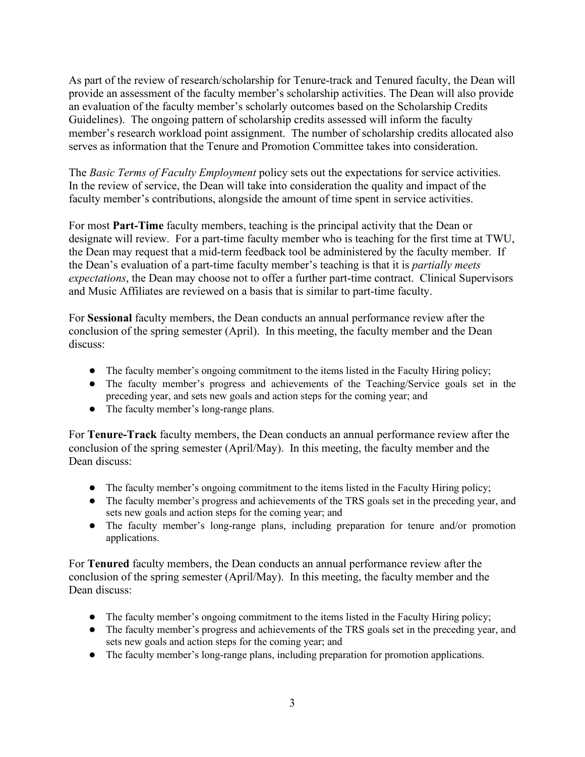As part of the review of research/scholarship for Tenure-track and Tenured faculty, the Dean will provide an assessment of the faculty member's scholarship activities. The Dean will also provide an evaluation of the faculty member's scholarly outcomes based on the Scholarship Credits Guidelines). The ongoing pattern of scholarship credits assessed will inform the faculty member's research workload point assignment. The number of scholarship credits allocated also serves as information that the Tenure and Promotion Committee takes into consideration.

The *Basic Terms of Faculty Employment* policy sets out the expectations for service activities. In the review of service, the Dean will take into consideration the quality and impact of the faculty member's contributions, alongside the amount of time spent in service activities.

For most **Part-Time** faculty members, teaching is the principal activity that the Dean or designate will review. For a part-time faculty member who is teaching for the first time at TWU, the Dean may request that a mid-term feedback tool be administered by the faculty member. If the Dean's evaluation of a part-time faculty member's teaching is that it is *partially meets expectations*, the Dean may choose not to offer a further part-time contract. Clinical Supervisors and Music Affiliates are reviewed on a basis that is similar to part-time faculty.

For **Sessional** faculty members, the Dean conducts an annual performance review after the conclusion of the spring semester (April). In this meeting, the faculty member and the Dean discuss:

- The faculty member's ongoing commitment to the items listed in the Faculty Hiring policy;
- The faculty member's progress and achievements of the Teaching/Service goals set in the preceding year, and sets new goals and action steps for the coming year; and
- The faculty member's long-range plans.

For **Tenure-Track** faculty members, the Dean conducts an annual performance review after the conclusion of the spring semester (April/May). In this meeting, the faculty member and the Dean discuss:

- The faculty member's ongoing commitment to the items listed in the Faculty Hiring policy;
- The faculty member's progress and achievements of the TRS goals set in the preceding year, and sets new goals and action steps for the coming year; and
- The faculty member's long-range plans, including preparation for tenure and/or promotion applications.

For **Tenured** faculty members, the Dean conducts an annual performance review after the conclusion of the spring semester (April/May). In this meeting, the faculty member and the Dean discuss:

- The faculty member's ongoing commitment to the items listed in the Faculty Hiring policy;
- The faculty member's progress and achievements of the TRS goals set in the preceding year, and sets new goals and action steps for the coming year; and
- The faculty member's long-range plans, including preparation for promotion applications.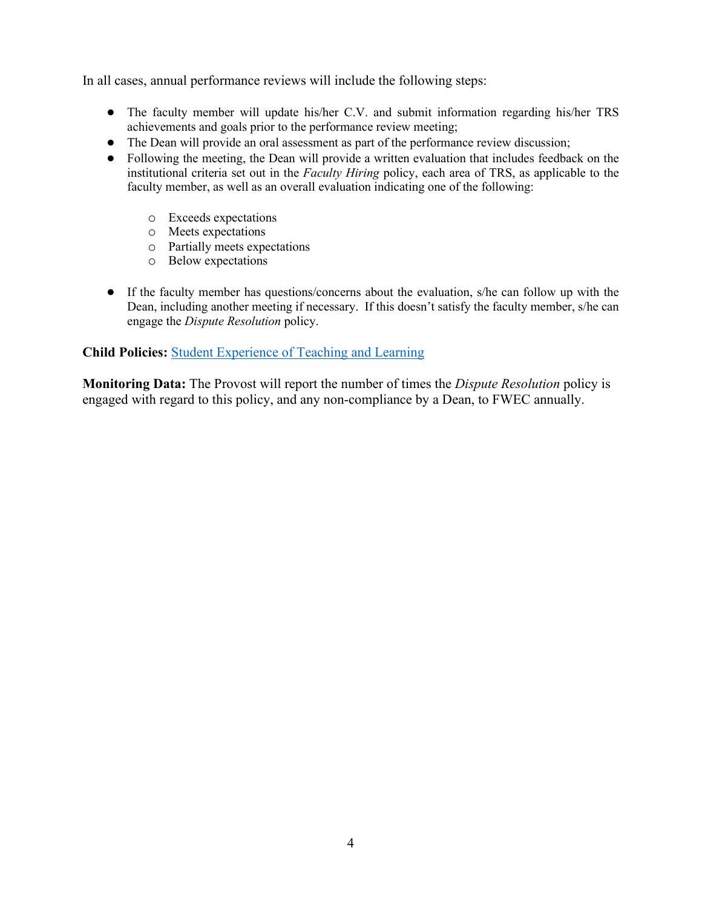In all cases, annual performance reviews will include the following steps:

- The faculty member will update his/her C.V. and submit information regarding his/her TRS achievements and goals prior to the performance review meeting;
- The Dean will provide an oral assessment as part of the performance review discussion;
- Following the meeting, the Dean will provide a written evaluation that includes feedback on the institutional criteria set out in the *Faculty Hiring* policy, each area of TRS, as applicable to the faculty member, as well as an overall evaluation indicating one of the following:
    - Exceeds expectations
    - Meets expectations
    - Partially meets expectations
    - Below expectations
- If the faculty member has questions/concerns about the evaluation, s/he can follow up with the Dean, including another meeting if necessary. If this doesn't satisfy the faculty member, s/he can engage the *Dispute Resolution* policy.

**Child Policies:** [Student Experience of Teaching and Learning]()

**Monitoring Data:** The Provost will report the number of times the *Dispute Resolution* policy is engaged with regard to this policy, and any non-compliance by a Dean, to FWEC annually.